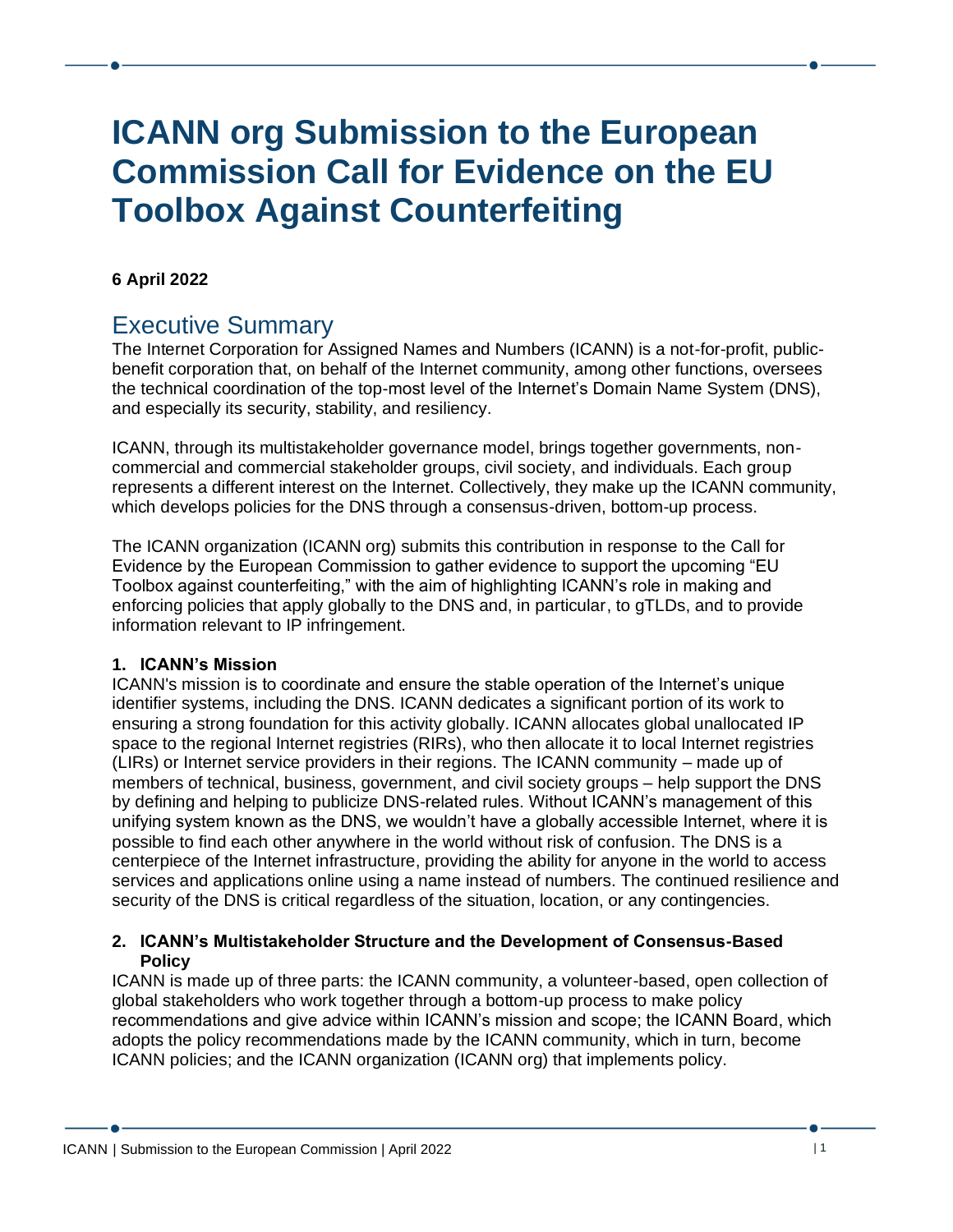# ICANN org Submission to the European Commission Call for Evidence on the EU Toolbox Against Counterfeiting

**6 April 2022**

## Executive Summary

The Internet Corporation for Assigned Names and Numbers (ICANN) is a not-for-profit, public-benefit corporation that, on behalf of the Internet community, among other functions, oversees the technical coordination of the top-most level of the Internet's Domain Name System (DNS), and especially its security, stability, and resiliency.

ICANN, through its multistakeholder governance model, brings together governments, non-commercial and commercial stakeholder groups, civil society, and individuals. Each group represents a different interest on the Internet. Collectively, they make up the ICANN community, which develops policies for the DNS through a consensus-driven, bottom-up process.

The ICANN organization (ICANN org) submits this contribution in response to the Call for Evidence by the European Commission to gather evidence to support the upcoming "EU Toolbox against counterfeiting," with the aim of highlighting ICANN's role in making and enforcing policies that apply globally to the DNS and, in particular, to gTLDs, and to provide information relevant to IP infringement.

### 1. ICANN's Mission

ICANN's mission is to coordinate and ensure the stable operation of the Internet's unique identifier systems, including the DNS. ICANN dedicates a significant portion of its work to ensuring a strong foundation for this activity globally. ICANN allocates global unallocated IP space to the regional Internet registries (RIRs), who then allocate it to local Internet registries (LIRs) or Internet service providers in their regions. The ICANN community – made up of members of technical, business, government, and civil society groups – help support the DNS by defining and helping to publicize DNS-related rules. Without ICANN's management of this unifying system known as the DNS, we wouldn't have a globally accessible Internet, where it is possible to find each other anywhere in the world without risk of confusion. The DNS is a centerpiece of the Internet infrastructure, providing the ability for anyone in the world to access services and applications online using a name instead of numbers. The continued resilience and security of the DNS is critical regardless of the situation, location, or any contingencies.

### 2. ICANN's Multistakeholder Structure and the Development of Consensus-Based Policy

ICANN is made up of three parts: the ICANN community, a volunteer-based, open collection of global stakeholders who work together through a bottom-up process to make policy recommendations and give advice within ICANN's mission and scope; the ICANN Board, which adopts the policy recommendations made by the ICANN community, which in turn, become ICANN policies; and the ICANN organization (ICANN org) that implements policy.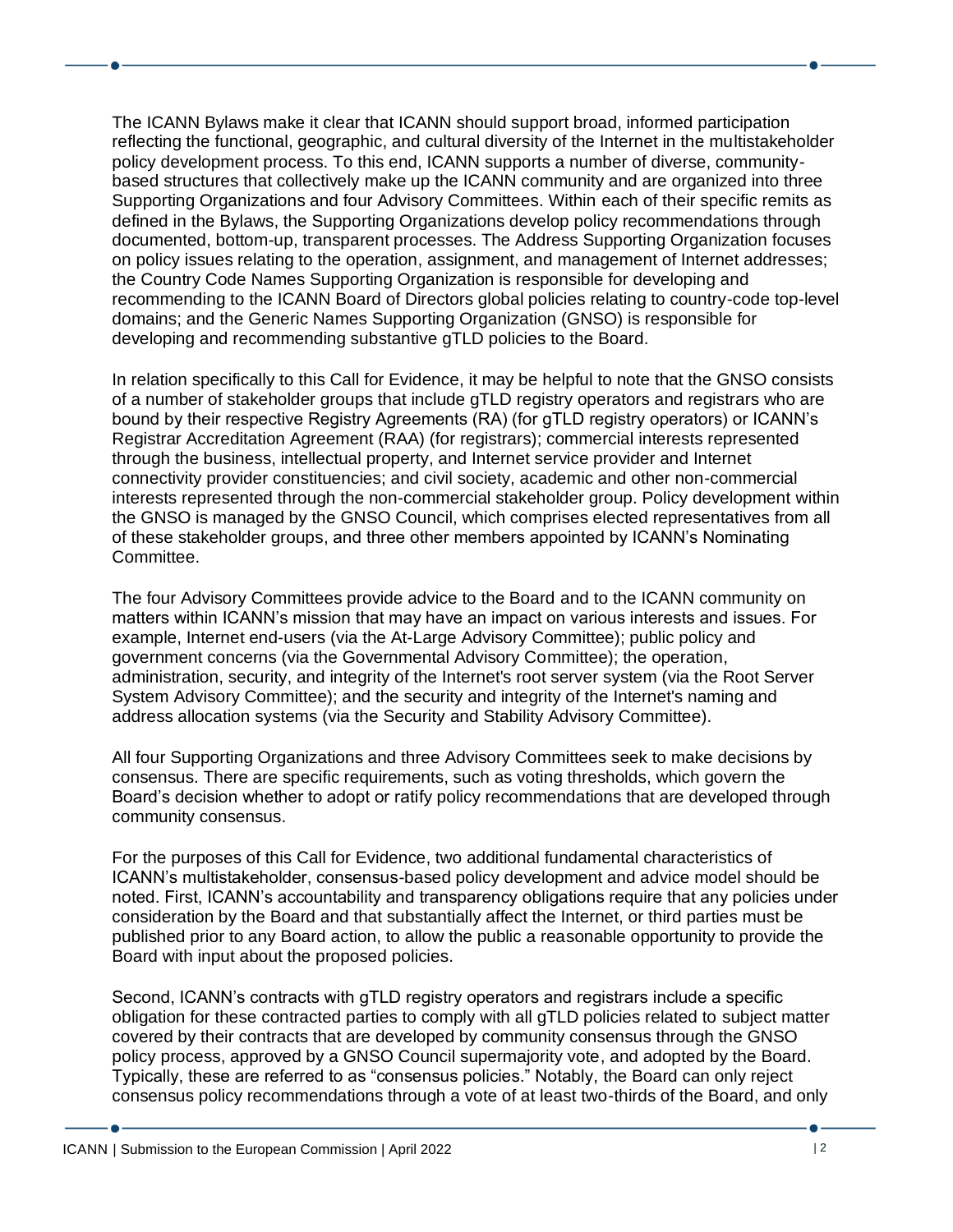The ICANN Bylaws make it clear that ICANN should support broad, informed participation reflecting the functional, geographic, and cultural diversity of the Internet in the multistakeholder policy development process. To this end, ICANN supports a number of diverse, community-based structures that collectively make up the ICANN community and are organized into three Supporting Organizations and four Advisory Committees. Within each of their specific remits as defined in the Bylaws, the Supporting Organizations develop policy recommendations through documented, bottom-up, transparent processes. The Address Supporting Organization focuses on policy issues relating to the operation, assignment, and management of Internet addresses; the Country Code Names Supporting Organization is responsible for developing and recommending to the ICANN Board of Directors global policies relating to country-code top-level domains; and the Generic Names Supporting Organization (GNSO) is responsible for developing and recommending substantive gTLD policies to the Board.

In relation specifically to this Call for Evidence, it may be helpful to note that the GNSO consists of a number of stakeholder groups that include gTLD registry operators and registrars who are bound by their respective Registry Agreements (RA) (for gTLD registry operators) or ICANN's Registrar Accreditation Agreement (RAA) (for registrars); commercial interests represented through the business, intellectual property, and Internet service provider and Internet connectivity provider constituencies; and civil society, academic and other non-commercial interests represented through the non-commercial stakeholder group. Policy development within the GNSO is managed by the GNSO Council, which comprises elected representatives from all of these stakeholder groups, and three other members appointed by ICANN's Nominating Committee.

The four Advisory Committees provide advice to the Board and to the ICANN community on matters within ICANN's mission that may have an impact on various interests and issues. For example, Internet end-users (via the At-Large Advisory Committee); public policy and government concerns (via the Governmental Advisory Committee); the operation, administration, security, and integrity of the Internet's root server system (via the Root Server System Advisory Committee); and the security and integrity of the Internet's naming and address allocation systems (via the Security and Stability Advisory Committee).

All four Supporting Organizations and three Advisory Committees seek to make decisions by consensus. There are specific requirements, such as voting thresholds, which govern the Board's decision whether to adopt or ratify policy recommendations that are developed through community consensus.

For the purposes of this Call for Evidence, two additional fundamental characteristics of ICANN's multistakeholder, consensus-based policy development and advice model should be noted. First, ICANN's accountability and transparency obligations require that any policies under consideration by the Board and that substantially affect the Internet, or third parties must be published prior to any Board action, to allow the public a reasonable opportunity to provide the Board with input about the proposed policies.

Second, ICANN's contracts with gTLD registry operators and registrars include a specific obligation for these contracted parties to comply with all gTLD policies related to subject matter covered by their contracts that are developed by community consensus through the GNSO policy process, approved by a GNSO Council supermajority vote, and adopted by the Board. Typically, these are referred to as "consensus policies." Notably, the Board can only reject consensus policy recommendations through a vote of at least two-thirds of the Board, and only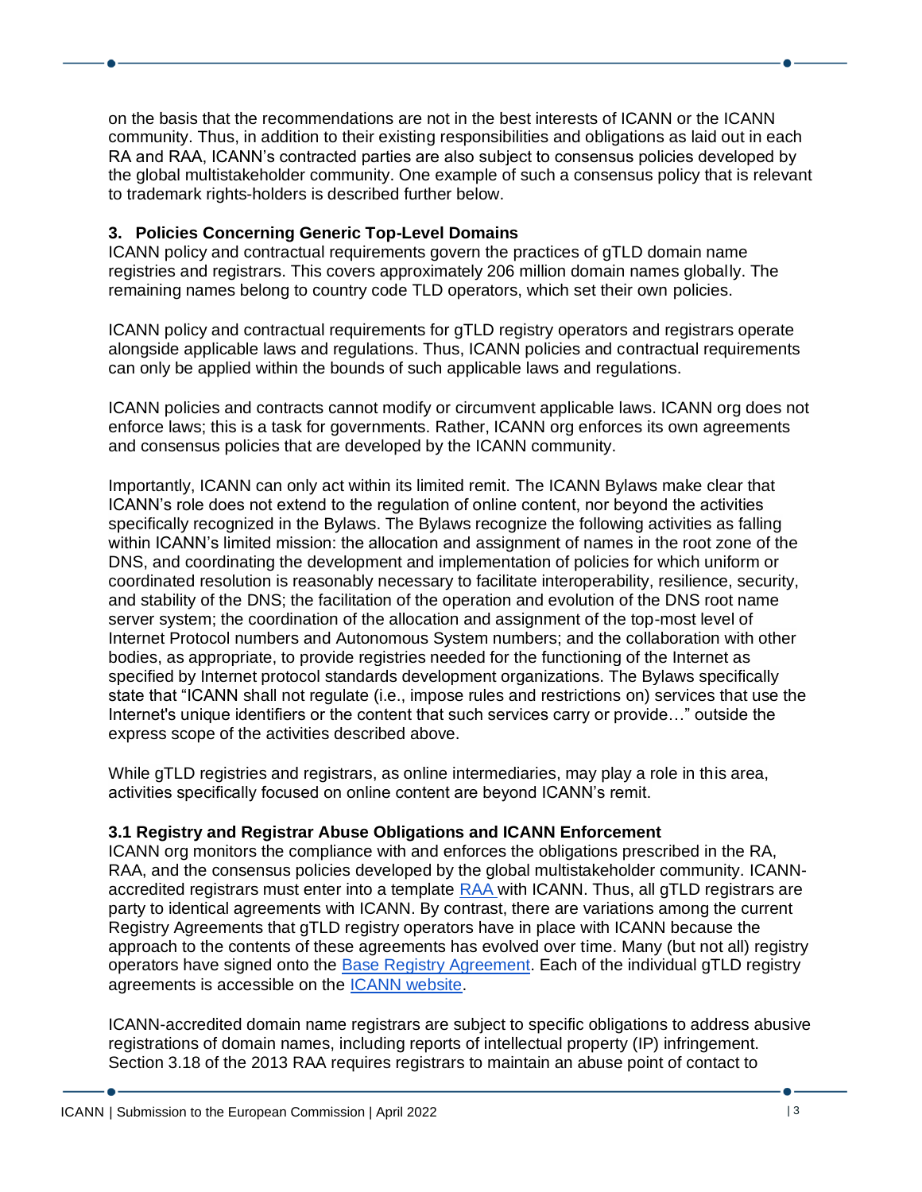on the basis that the recommendations are not in the best interests of ICANN or the ICANN community. Thus, in addition to their existing responsibilities and obligations as laid out in each RA and RAA, ICANN's contracted parties are also subject to consensus policies developed by the global multistakeholder community. One example of such a consensus policy that is relevant to trademark rights-holders is described further below.

## 3. Policies Concerning Generic Top-Level Domains

ICANN policy and contractual requirements govern the practices of gTLD domain name registries and registrars. This covers approximately 206 million domain names globally. The remaining names belong to country code TLD operators, which set their own policies.

ICANN policy and contractual requirements for gTLD registry operators and registrars operate alongside applicable laws and regulations. Thus, ICANN policies and contractual requirements can only be applied within the bounds of such applicable laws and regulations.

ICANN policies and contracts cannot modify or circumvent applicable laws. ICANN org does not enforce laws; this is a task for governments. Rather, ICANN org enforces its own agreements and consensus policies that are developed by the ICANN community.

Importantly, ICANN can only act within its limited remit. The ICANN Bylaws make clear that ICANN's role does not extend to the regulation of online content, nor beyond the activities specifically recognized in the Bylaws. The Bylaws recognize the following activities as falling within ICANN's limited mission: the allocation and assignment of names in the root zone of the DNS, and coordinating the development and implementation of policies for which uniform or coordinated resolution is reasonably necessary to facilitate interoperability, resilience, security, and stability of the DNS; the facilitation of the operation and evolution of the DNS root name server system; the coordination of the allocation and assignment of the top-most level of Internet Protocol numbers and Autonomous System numbers; and the collaboration with other bodies, as appropriate, to provide registries needed for the functioning of the Internet as specified by Internet protocol standards development organizations. The Bylaws specifically state that "ICANN shall not regulate (i.e., impose rules and restrictions on) services that use the Internet's unique identifiers or the content that such services carry or provide…" outside the express scope of the activities described above.

While gTLD registries and registrars, as online intermediaries, may play a role in this area, activities specifically focused on online content are beyond ICANN's remit.

### 3.1 Registry and Registrar Abuse Obligations and ICANN Enforcement

ICANN org monitors the compliance with and enforces the obligations prescribed in the RA, RAA, and the consensus policies developed by the global multistakeholder community. ICANN-accredited registrars must enter into a template RAA with ICANN. Thus, all gTLD registrars are party to identical agreements with ICANN. By contrast, there are variations among the current Registry Agreements that gTLD registry operators have in place with ICANN because the approach to the contents of these agreements has evolved over time. Many (but not all) registry operators have signed onto the Base Registry Agreement. Each of the individual gTLD registry agreements is accessible on the ICANN website.

ICANN-accredited domain name registrars are subject to specific obligations to address abusive registrations of domain names, including reports of intellectual property (IP) infringement. Section 3.18 of the 2013 RAA requires registrars to maintain an abuse point of contact to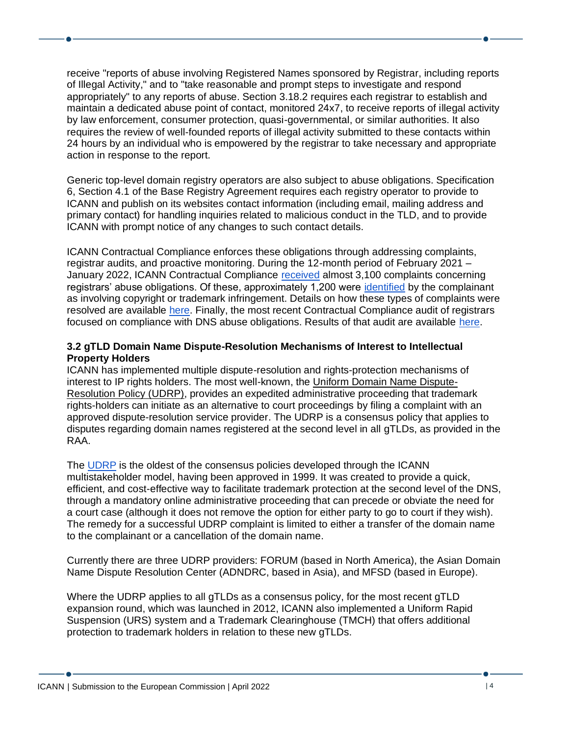receive "reports of abuse involving Registered Names sponsored by Registrar, including reports of Illegal Activity," and to "take reasonable and prompt steps to investigate and respond appropriately" to any reports of abuse. Section 3.18.2 requires each registrar to establish and maintain a dedicated abuse point of contact, monitored 24x7, to receive reports of illegal activity by law enforcement, consumer protection, quasi-governmental, or similar authorities. It also requires the review of well-founded reports of illegal activity submitted to these contacts within 24 hours by an individual who is empowered by the registrar to take necessary and appropriate action in response to the report.

Generic top-level domain registry operators are also subject to abuse obligations. Specification 6, Section 4.1 of the Base Registry Agreement requires each registry operator to provide to ICANN and publish on its websites contact information (including email, mailing address and primary contact) for handling inquiries related to malicious conduct in the TLD, and to provide ICANN with prompt notice of any changes to such contact details.

ICANN Contractual Compliance enforces these obligations through addressing complaints, registrar audits, and proactive monitoring. During the 12-month period of February 2021 – January 2022, ICANN Contractual Compliance received almost 3,100 complaints concerning registrars' abuse obligations. Of these, approximately 1,200 were identified by the complainant as involving copyright or trademark infringement. Details on how these types of complaints were resolved are available here. Finally, the most recent Contractual Compliance audit of registrars focused on compliance with DNS abuse obligations. Results of that audit are available here.

### 3.2 gTLD Domain Name Dispute-Resolution Mechanisms of Interest to Intellectual Property Holders

ICANN has implemented multiple dispute-resolution and rights-protection mechanisms of interest to IP rights holders. The most well-known, the Uniform Domain Name Dispute-Resolution Policy (UDRP), provides an expedited administrative proceeding that trademark rights-holders can initiate as an alternative to court proceedings by filing a complaint with an approved dispute-resolution service provider. The UDRP is a consensus policy that applies to disputes regarding domain names registered at the second level in all gTLDs, as provided in the RAA.

The UDRP is the oldest of the consensus policies developed through the ICANN multistakeholder model, having been approved in 1999. It was created to provide a quick, efficient, and cost-effective way to facilitate trademark protection at the second level of the DNS, through a mandatory online administrative proceeding that can precede or obviate the need for a court case (although it does not remove the option for either party to go to court if they wish). The remedy for a successful UDRP complaint is limited to either a transfer of the domain name to the complainant or a cancellation of the domain name.

Currently there are three UDRP providers: FORUM (based in North America), the Asian Domain Name Dispute Resolution Center (ADNDRC, based in Asia), and MFSD (based in Europe).

Where the UDRP applies to all gTLDs as a consensus policy, for the most recent gTLD expansion round, which was launched in 2012, ICANN also implemented a Uniform Rapid Suspension (URS) system and a Trademark Clearinghouse (TMCH) that offers additional protection to trademark holders in relation to these new gTLDs.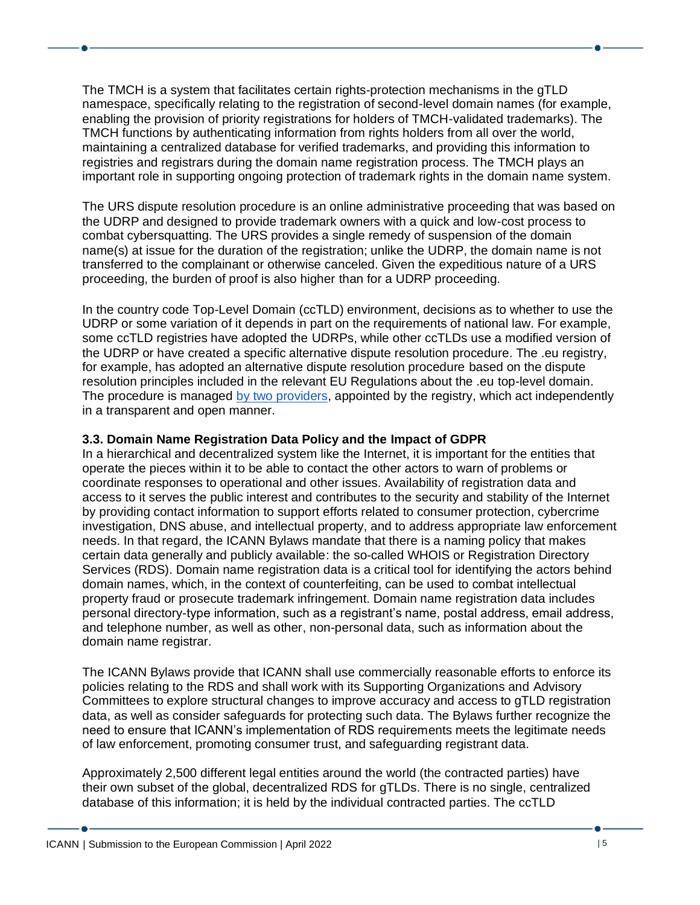The TMCH is a system that facilitates certain rights-protection mechanisms in the gTLD namespace, specifically relating to the registration of second-level domain names (for example, enabling the provision of priority registrations for holders of TMCH-validated trademarks). The TMCH functions by authenticating information from rights holders from all over the world, maintaining a centralized database for verified trademarks, and providing this information to registries and registrars during the domain name registration process. The TMCH plays an important role in supporting ongoing protection of trademark rights in the domain name system.

The URS dispute resolution procedure is an online administrative proceeding that was based on the UDRP and designed to provide trademark owners with a quick and low-cost process to combat cybersquatting. The URS provides a single remedy of suspension of the domain name(s) at issue for the duration of the registration; unlike the UDRP, the domain name is not transferred to the complainant or otherwise canceled. Given the expeditious nature of a URS proceeding, the burden of proof is also higher than for a UDRP proceeding.

In the country code Top-Level Domain (ccTLD) environment, decisions as to whether to use the UDRP or some variation of it depends in part on the requirements of national law. For example, some ccTLD registries have adopted the UDRPs, while other ccTLDs use a modified version of the UDRP or have created a specific alternative dispute resolution procedure. The .eu registry, for example, has adopted an alternative dispute resolution procedure based on the dispute resolution principles included in the relevant EU Regulations about the .eu top-level domain. The procedure is managed by two providers, appointed by the registry, which act independently in a transparent and open manner.

### 3.3. Domain Name Registration Data Policy and the Impact of GDPR

In a hierarchical and decentralized system like the Internet, it is important for the entities that operate the pieces within it to be able to contact the other actors to warn of problems or coordinate responses to operational and other issues. Availability of registration data and access to it serves the public interest and contributes to the security and stability of the Internet by providing contact information to support efforts related to consumer protection, cybercrime investigation, DNS abuse, and intellectual property, and to address appropriate law enforcement needs. In that regard, the ICANN Bylaws mandate that there is a naming policy that makes certain data generally and publicly available: the so-called WHOIS or Registration Directory Services (RDS). Domain name registration data is a critical tool for identifying the actors behind domain names, which, in the context of counterfeiting, can be used to combat intellectual property fraud or prosecute trademark infringement. Domain name registration data includes personal directory-type information, such as a registrant's name, postal address, email address, and telephone number, as well as other, non-personal data, such as information about the domain name registrar.

The ICANN Bylaws provide that ICANN shall use commercially reasonable efforts to enforce its policies relating to the RDS and shall work with its Supporting Organizations and Advisory Committees to explore structural changes to improve accuracy and access to gTLD registration data, as well as consider safeguards for protecting such data. The Bylaws further recognize the need to ensure that ICANN's implementation of RDS requirements meets the legitimate needs of law enforcement, promoting consumer trust, and safeguarding registrant data.

Approximately 2,500 different legal entities around the world (the contracted parties) have their own subset of the global, decentralized RDS for gTLDs. There is no single, centralized database of this information; it is held by the individual contracted parties. The ccTLD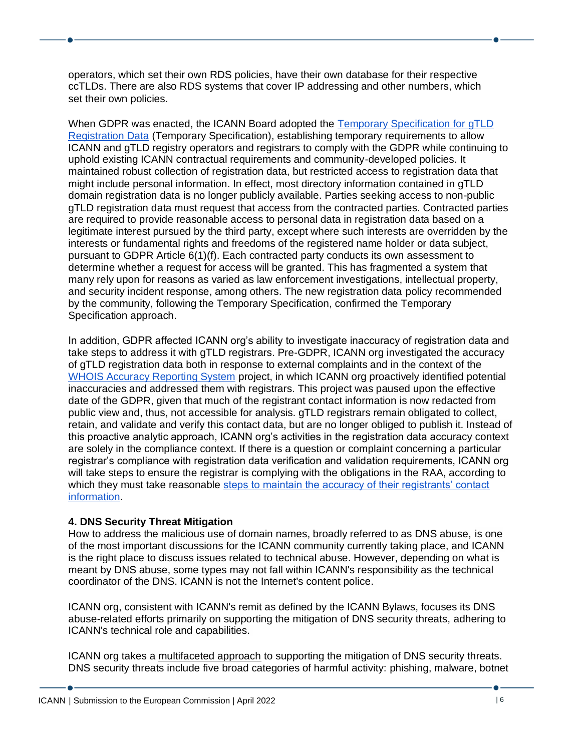operators, which set their own RDS policies, have their own database for their respective ccTLDs. There are also RDS systems that cover IP addressing and other numbers, which set their own policies.

When GDPR was enacted, the ICANN Board adopted the [Temporary Specification for gTLD Registration Data] (Temporary Specification), establishing temporary requirements to allow ICANN and gTLD registry operators and registrars to comply with the GDPR while continuing to uphold existing ICANN contractual requirements and community-developed policies. It maintained robust collection of registration data, but restricted access to registration data that might include personal information. In effect, most directory information contained in gTLD domain registration data is no longer publicly available. Parties seeking access to non-public gTLD registration data must request that access from the contracted parties. Contracted parties are required to provide reasonable access to personal data in registration data based on a legitimate interest pursued by the third party, except where such interests are overridden by the interests or fundamental rights and freedoms of the registered name holder or data subject, pursuant to GDPR Article 6(1)(f). Each contracted party conducts its own assessment to determine whether a request for access will be granted. This has fragmented a system that many rely upon for reasons as varied as law enforcement investigations, intellectual property, and security incident response, among others. The new registration data policy recommended by the community, following the Temporary Specification, confirmed the Temporary Specification approach.

In addition, GDPR affected ICANN org's ability to investigate inaccuracy of registration data and take steps to address it with gTLD registrars. Pre-GDPR, ICANN org investigated the accuracy of gTLD registration data both in response to external complaints and in the context of the [WHOIS Accuracy Reporting System] project, in which ICANN org proactively identified potential inaccuracies and addressed them with registrars. This project was paused upon the effective date of the GDPR, given that much of the registrant contact information is now redacted from public view and, thus, not accessible for analysis. gTLD registrars remain obligated to collect, retain, and validate and verify this contact data, but are no longer obliged to publish it. Instead of this proactive analytic approach, ICANN org's activities in the registration data accuracy context are solely in the compliance context. If there is a question or complaint concerning a particular registrar's compliance with registration data verification and validation requirements, ICANN org will take steps to ensure the registrar is complying with the obligations in the RAA, according to which they must take reasonable [steps to maintain the accuracy of their registrants' contact information].

**4. DNS Security Threat Mitigation**

How to address the malicious use of domain names, broadly referred to as DNS abuse, is one of the most important discussions for the ICANN community currently taking place, and ICANN is the right place to discuss issues related to technical abuse. However, depending on what is meant by DNS abuse, some types may not fall within ICANN's responsibility as the technical coordinator of the DNS. ICANN is not the Internet's content police.

ICANN org, consistent with ICANN's remit as defined by the ICANN Bylaws, focuses its DNS abuse-related efforts primarily on supporting the mitigation of DNS security threats, adhering to ICANN's technical role and capabilities.

ICANN org takes a multifaceted approach to supporting the mitigation of DNS security threats. DNS security threats include five broad categories of harmful activity: phishing, malware, botnet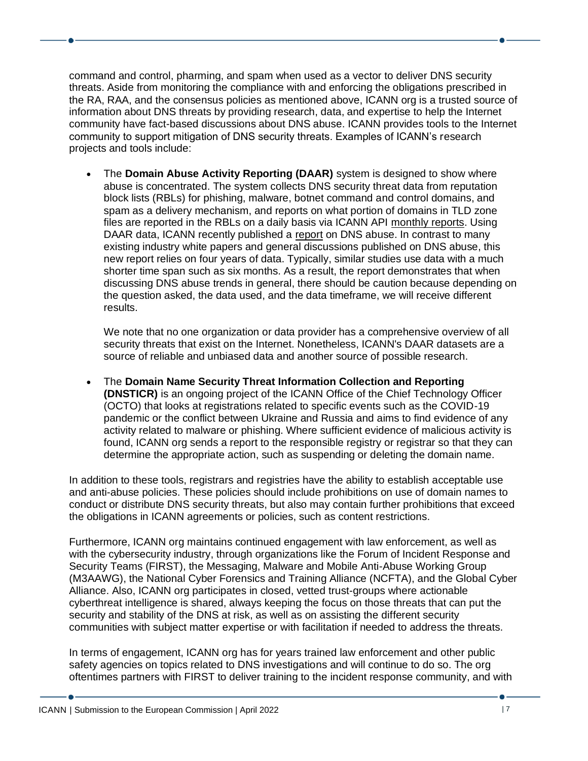command and control, pharming, and spam when used as a vector to deliver DNS security threats. Aside from monitoring the compliance with and enforcing the obligations prescribed in the RA, RAA, and the consensus policies as mentioned above, ICANN org is a trusted source of information about DNS threats by providing research, data, and expertise to help the Internet community have fact-based discussions about DNS abuse. ICANN provides tools to the Internet community to support mitigation of DNS security threats. Examples of ICANN's research projects and tools include:

- The **Domain Abuse Activity Reporting (DAAR)** system is designed to show where abuse is concentrated. The system collects DNS security threat data from reputation block lists (RBLs) for phishing, malware, botnet command and control domains, and spam as a delivery mechanism, and reports on what portion of domains in TLD zone files are reported in the RBLs on a daily basis via ICANN API monthly reports. Using DAAR data, ICANN recently published a report on DNS abuse. In contrast to many existing industry white papers and general discussions published on DNS abuse, this new report relies on four years of data. Typically, similar studies use data with a much shorter time span such as six months. As a result, the report demonstrates that when discussing DNS abuse trends in general, there should be caution because depending on the question asked, the data used, and the data timeframe, we will receive different results.

  We note that no one organization or data provider has a comprehensive overview of all security threats that exist on the Internet. Nonetheless, ICANN's DAAR datasets are a source of reliable and unbiased data and another source of possible research.

- The **Domain Name Security Threat Information Collection and Reporting (DNSTICR)** is an ongoing project of the ICANN Office of the Chief Technology Officer (OCTO) that looks at registrations related to specific events such as the COVID-19 pandemic or the conflict between Ukraine and Russia and aims to find evidence of any activity related to malware or phishing. Where sufficient evidence of malicious activity is found, ICANN org sends a report to the responsible registry or registrar so that they can determine the appropriate action, such as suspending or deleting the domain name.

In addition to these tools, registrars and registries have the ability to establish acceptable use and anti-abuse policies. These policies should include prohibitions on use of domain names to conduct or distribute DNS security threats, but also may contain further prohibitions that exceed the obligations in ICANN agreements or policies, such as content restrictions.

Furthermore, ICANN org maintains continued engagement with law enforcement, as well as with the cybersecurity industry, through organizations like the Forum of Incident Response and Security Teams (FIRST), the Messaging, Malware and Mobile Anti-Abuse Working Group (M3AAWG), the National Cyber Forensics and Training Alliance (NCFTA), and the Global Cyber Alliance. Also, ICANN org participates in closed, vetted trust-groups where actionable cyberthreat intelligence is shared, always keeping the focus on those threats that can put the security and stability of the DNS at risk, as well as on assisting the different security communities with subject matter expertise or with facilitation if needed to address the threats.

In terms of engagement, ICANN org has for years trained law enforcement and other public safety agencies on topics related to DNS investigations and will continue to do so. The org oftentimes partners with FIRST to deliver training to the incident response community, and with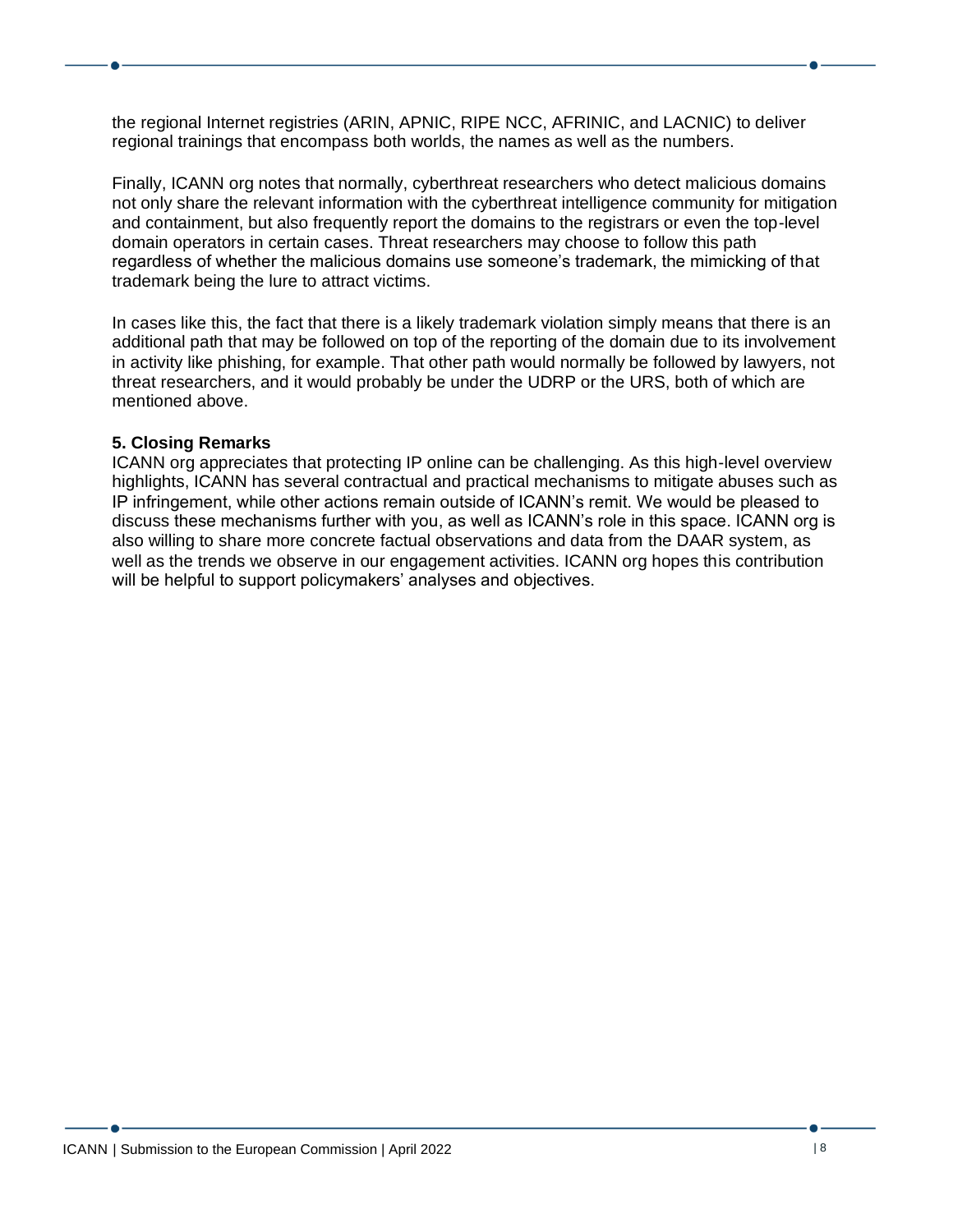the regional Internet registries (ARIN, APNIC, RIPE NCC, AFRINIC, and LACNIC) to deliver regional trainings that encompass both worlds, the names as well as the numbers.

Finally, ICANN org notes that normally, cyberthreat researchers who detect malicious domains not only share the relevant information with the cyberthreat intelligence community for mitigation and containment, but also frequently report the domains to the registrars or even the top-level domain operators in certain cases. Threat researchers may choose to follow this path regardless of whether the malicious domains use someone's trademark, the mimicking of that trademark being the lure to attract victims.

In cases like this, the fact that there is a likely trademark violation simply means that there is an additional path that may be followed on top of the reporting of the domain due to its involvement in activity like phishing, for example. That other path would normally be followed by lawyers, not threat researchers, and it would probably be under the UDRP or the URS, both of which are mentioned above.

## 5. Closing Remarks

ICANN org appreciates that protecting IP online can be challenging. As this high-level overview highlights, ICANN has several contractual and practical mechanisms to mitigate abuses such as IP infringement, while other actions remain outside of ICANN's remit. We would be pleased to discuss these mechanisms further with you, as well as ICANN's role in this space. ICANN org is also willing to share more concrete factual observations and data from the DAAR system, as well as the trends we observe in our engagement activities. ICANN org hopes this contribution will be helpful to support policymakers' analyses and objectives.